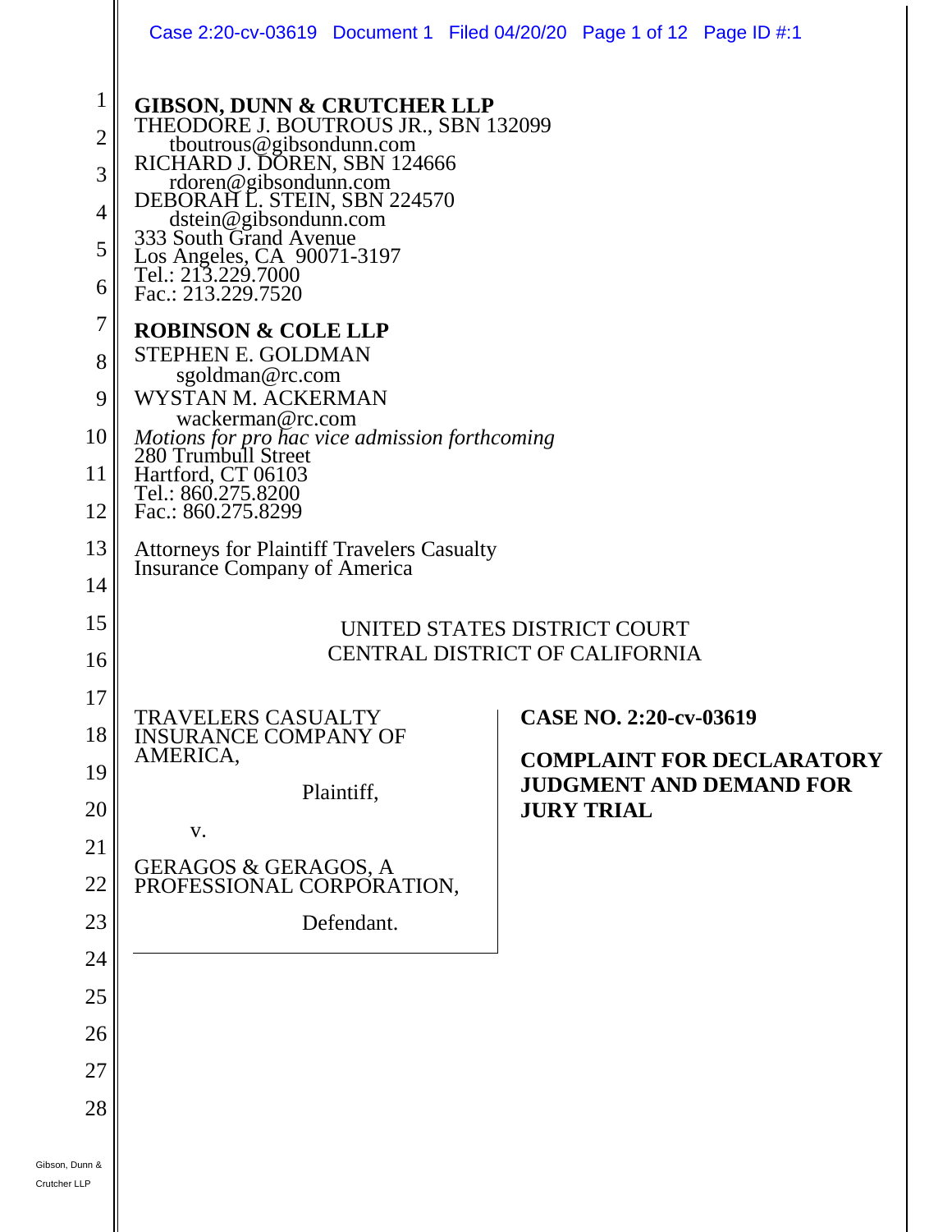**GIBSON, DUNN & CRUTCHER LLP**
THEODORE J. BOUTROUS JR., SBN 132099
tboutrous@gibsondunn.com
RICHARD J. DOREN, SBN 124666
rdoren@gibsondunn.com
DEBORAH L. STEIN, SBN 224570
dstein@gibsondunn.com
333 South Grand Avenue
Los Angeles, CA 90071-3197
Tel.: 213.229.7000
Fac.: 213.229.7520

**ROBINSON & COLE LLP**
STEPHEN E. GOLDMAN
sgoldman@rc.com
WYSTAN M. ACKERMAN
wackerman@rc.com
*Motions for pro hac vice admission forthcoming*
280 Trumbull Street
Hartford, CT 06103
Tel.: 860.275.8200
Fac.: 860.275.8299

Attorneys for Plaintiff Travelers Casualty Insurance Company of America

UNITED STATES DISTRICT COURT
CENTRAL DISTRICT OF CALIFORNIA

TRAVELERS CASUALTY INSURANCE COMPANY OF AMERICA,

Plaintiff,

v.

GERAGOS & GERAGOS, A PROFESSIONAL CORPORATION,

Defendant.

**CASE NO. 2:20-cv-03619**

**COMPLAINT FOR DECLARATORY JUDGMENT AND DEMAND FOR JURY TRIAL**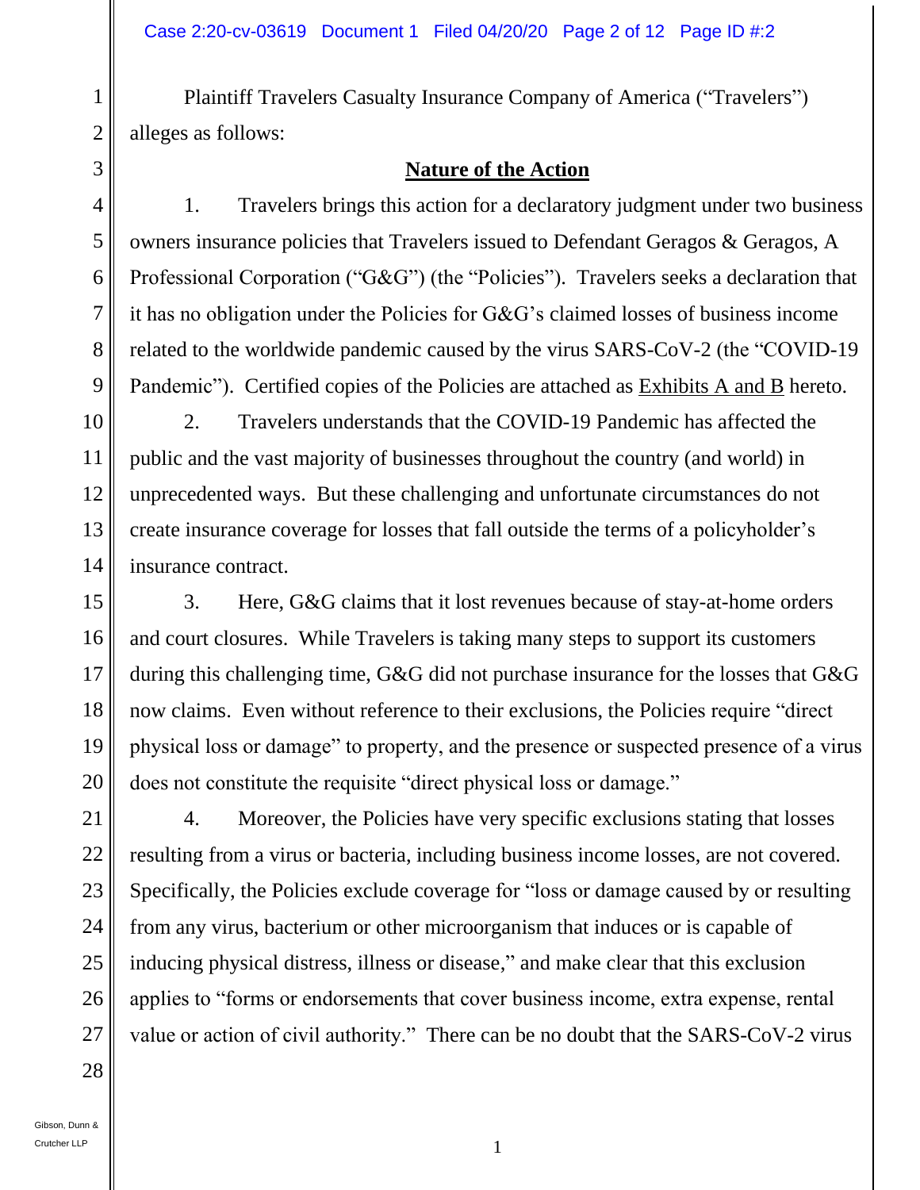Plaintiff Travelers Casualty Insurance Company of America ("Travelers") alleges as follows:

## Nature of the Action

1. Travelers brings this action for a declaratory judgment under two business owners insurance policies that Travelers issued to Defendant Geragos & Geragos, A Professional Corporation ("G&G") (the "Policies"). Travelers seeks a declaration that it has no obligation under the Policies for G&G's claimed losses of business income related to the worldwide pandemic caused by the virus SARS-CoV-2 (the "COVID-19 Pandemic"). Certified copies of the Policies are attached as Exhibits A and B hereto.

2. Travelers understands that the COVID-19 Pandemic has affected the public and the vast majority of businesses throughout the country (and world) in unprecedented ways. But these challenging and unfortunate circumstances do not create insurance coverage for losses that fall outside the terms of a policyholder's insurance contract.

3. Here, G&G claims that it lost revenues because of stay-at-home orders and court closures. While Travelers is taking many steps to support its customers during this challenging time, G&G did not purchase insurance for the losses that G&G now claims. Even without reference to their exclusions, the Policies require "direct physical loss or damage" to property, and the presence or suspected presence of a virus does not constitute the requisite "direct physical loss or damage."

4. Moreover, the Policies have very specific exclusions stating that losses resulting from a virus or bacteria, including business income losses, are not covered. Specifically, the Policies exclude coverage for "loss or damage caused by or resulting from any virus, bacterium or other microorganism that induces or is capable of inducing physical distress, illness or disease," and make clear that this exclusion applies to "forms or endorsements that cover business income, extra expense, rental value or action of civil authority." There can be no doubt that the SARS-CoV-2 virus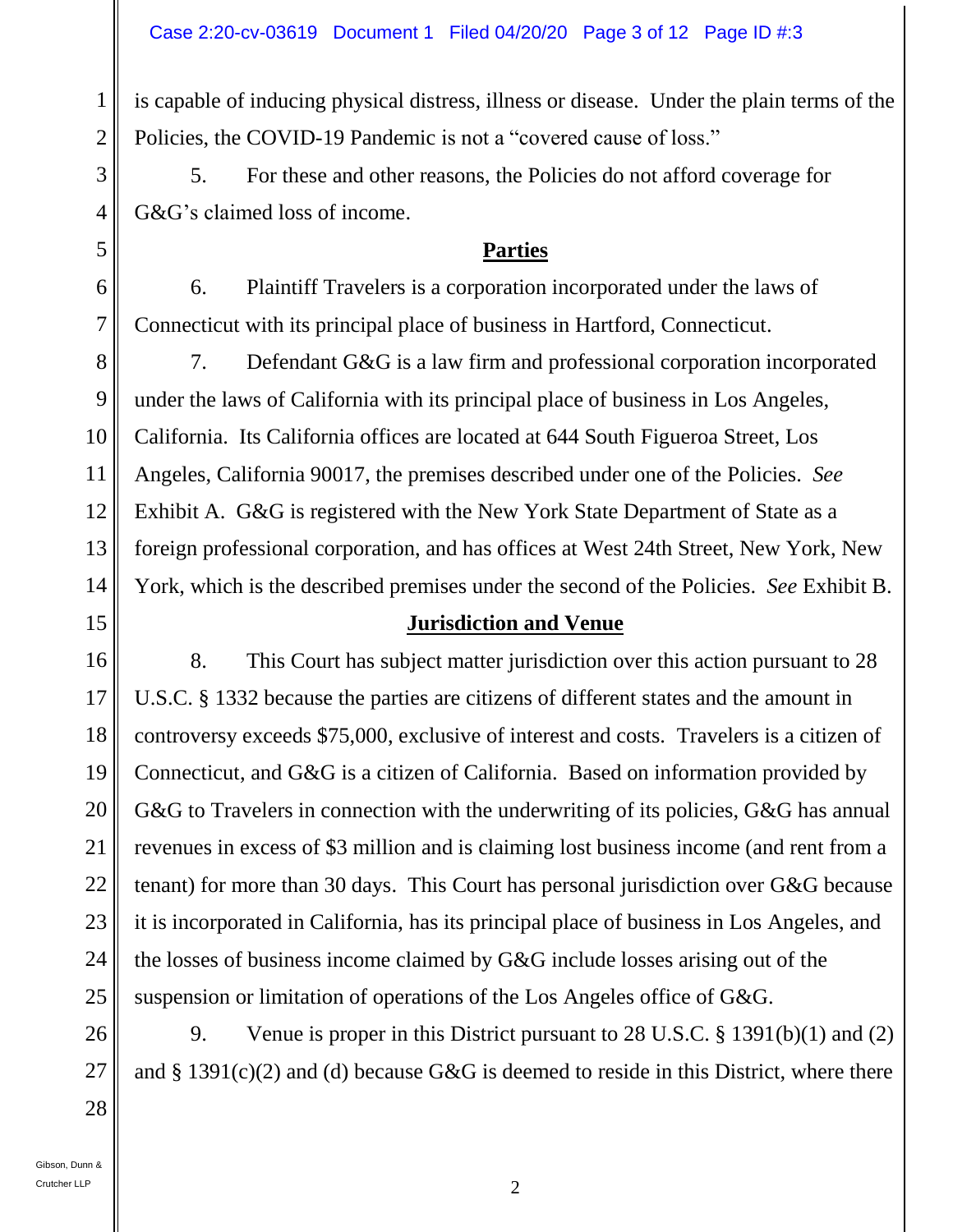is capable of inducing physical distress, illness or disease. Under the plain terms of the Policies, the COVID-19 Pandemic is not a "covered cause of loss."

5. For these and other reasons, the Policies do not afford coverage for G&G's claimed loss of income.

## Parties

6. Plaintiff Travelers is a corporation incorporated under the laws of Connecticut with its principal place of business in Hartford, Connecticut.

7. Defendant G&G is a law firm and professional corporation incorporated under the laws of California with its principal place of business in Los Angeles, California. Its California offices are located at 644 South Figueroa Street, Los Angeles, California 90017, the premises described under one of the Policies. *See* Exhibit A. G&G is registered with the New York State Department of State as a foreign professional corporation, and has offices at West 24th Street, New York, New York, which is the described premises under the second of the Policies. *See* Exhibit B.

## Jurisdiction and Venue

8. This Court has subject matter jurisdiction over this action pursuant to 28 U.S.C. § 1332 because the parties are citizens of different states and the amount in controversy exceeds $75,000, exclusive of interest and costs. Travelers is a citizen of Connecticut, and G&G is a citizen of California. Based on information provided by G&G to Travelers in connection with the underwriting of its policies, G&G has annual revenues in excess of $3 million and is claiming lost business income (and rent from a tenant) for more than 30 days. This Court has personal jurisdiction over G&G because it is incorporated in California, has its principal place of business in Los Angeles, and the losses of business income claimed by G&G include losses arising out of the suspension or limitation of operations of the Los Angeles office of G&G.

9. Venue is proper in this District pursuant to 28 U.S.C. § 1391(b)(1) and (2) and § 1391(c)(2) and (d) because G&G is deemed to reside in this District, where there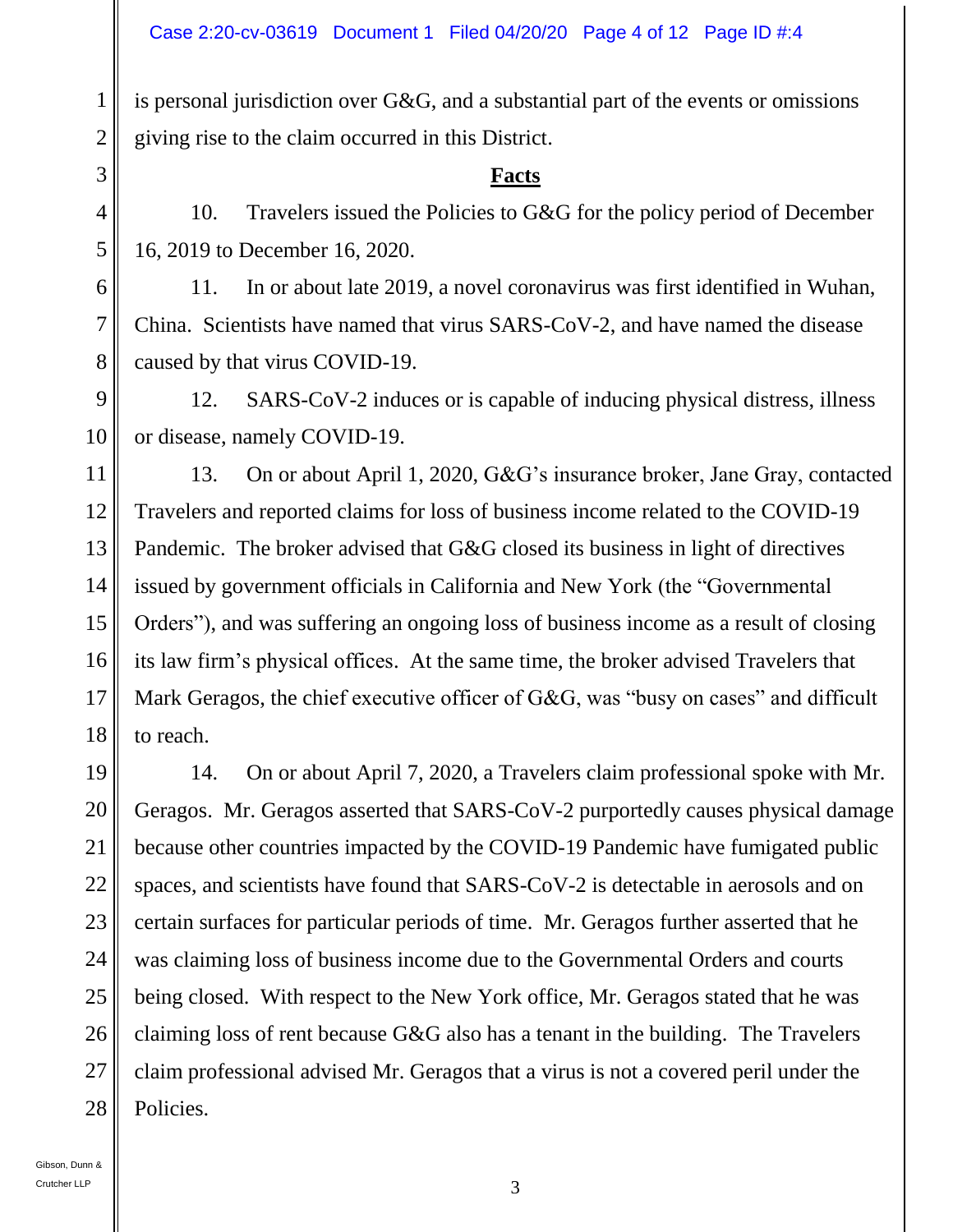is personal jurisdiction over G&G, and a substantial part of the events or omissions giving rise to the claim occurred in this District.

## **Facts**

10. Travelers issued the Policies to G&G for the policy period of December 16, 2019 to December 16, 2020.

11. In or about late 2019, a novel coronavirus was first identified in Wuhan, China. Scientists have named that virus SARS-CoV-2, and have named the disease caused by that virus COVID-19.

12. SARS-CoV-2 induces or is capable of inducing physical distress, illness or disease, namely COVID-19.

13. On or about April 1, 2020, G&G's insurance broker, Jane Gray, contacted Travelers and reported claims for loss of business income related to the COVID-19 Pandemic. The broker advised that G&G closed its business in light of directives issued by government officials in California and New York (the "Governmental Orders"), and was suffering an ongoing loss of business income as a result of closing its law firm's physical offices. At the same time, the broker advised Travelers that Mark Geragos, the chief executive officer of G&G, was "busy on cases" and difficult to reach.

14. On or about April 7, 2020, a Travelers claim professional spoke with Mr. Geragos. Mr. Geragos asserted that SARS-CoV-2 purportedly causes physical damage because other countries impacted by the COVID-19 Pandemic have fumigated public spaces, and scientists have found that SARS-CoV-2 is detectable in aerosols and on certain surfaces for particular periods of time. Mr. Geragos further asserted that he was claiming loss of business income due to the Governmental Orders and courts being closed. With respect to the New York office, Mr. Geragos stated that he was claiming loss of rent because G&G also has a tenant in the building. The Travelers claim professional advised Mr. Geragos that a virus is not a covered peril under the Policies.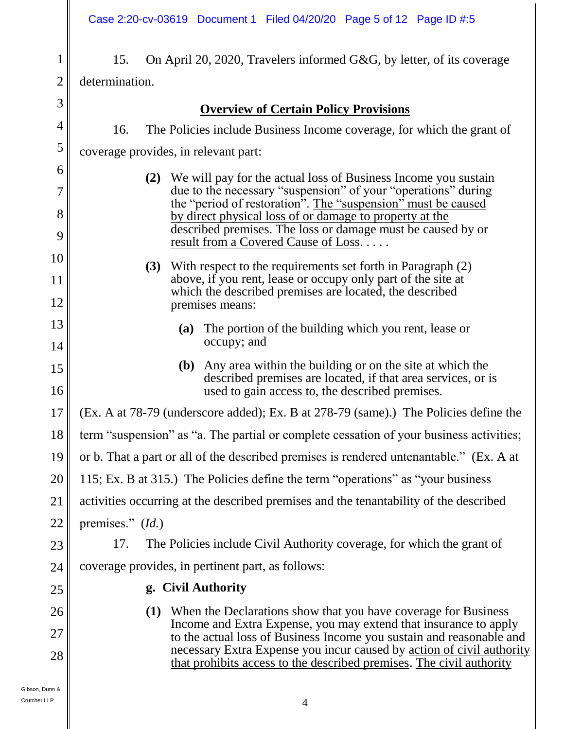15. On April 20, 2020, Travelers informed G&G, by letter, of its coverage determination.

## Overview of Certain Policy Provisions

16. The Policies include Business Income coverage, for which the grant of coverage provides, in relevant part:

> **(2)** We will pay for the actual loss of Business Income you sustain due to the necessary "suspension" of your "operations" during the "period of restoration". <u>The "suspension" must be caused by direct physical loss of or damage to property at the described premises. The loss or damage must be caused by or result from a Covered Cause of Loss</u>. . . . .
>
> **(3)** With respect to the requirements set forth in Paragraph (2) above, if you rent, lease or occupy only part of the site at which the described premises are located, the described premises means:
>
> > **(a)** The portion of the building which you rent, lease or occupy; and
> >
> > **(b)** Any area within the building or on the site at which the described premises are located, if that area services, or is used to gain access to, the described premises.

(Ex. A at 78-79 (underscore added); Ex. B at 278-79 (same).) The Policies define the term "suspension" as "a. The partial or complete cessation of your business activities; or b. That a part or all of the described premises is rendered untenantable." (Ex. A at 115; Ex. B at 315.) The Policies define the term "operations" as "your business activities occurring at the described premises and the tenantability of the described premises." (*Id.*)

17. The Policies include Civil Authority coverage, for which the grant of coverage provides, in pertinent part, as follows:

> **g. Civil Authority**
>
> **(1)** When the Declarations show that you have coverage for Business Income and Extra Expense, you may extend that insurance to apply to the actual loss of Business Income you sustain and reasonable and necessary Extra Expense you incur caused by <u>action of civil authority that prohibits access to the described premises</u>. <u>The civil authority</u>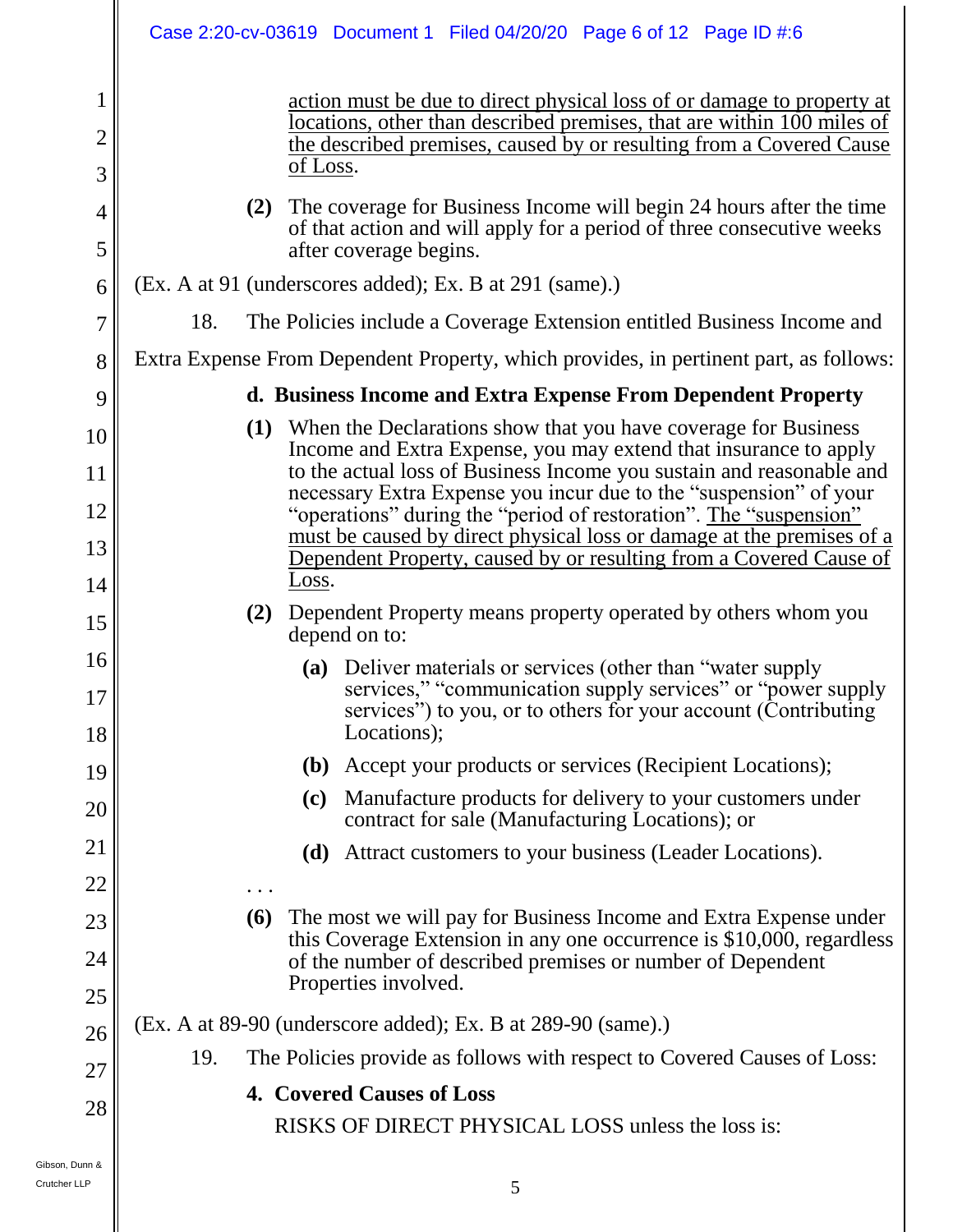<u>action must be due to direct physical loss of or damage to property at locations, other than described premises, that are within 100 miles of the described premises, caused by or resulting from a Covered Cause of Loss</u>.

> **(2)** The coverage for Business Income will begin 24 hours after the time of that action and will apply for a period of three consecutive weeks after coverage begins.

(Ex. A at 91 (underscores added); Ex. B at 291 (same).)

18. The Policies include a Coverage Extension entitled Business Income and Extra Expense From Dependent Property, which provides, in pertinent part, as follows:

> **d. Business Income and Extra Expense From Dependent Property**
>
> **(1)** When the Declarations show that you have coverage for Business Income and Extra Expense, you may extend that insurance to apply to the actual loss of Business Income you sustain and reasonable and necessary Extra Expense you incur due to the "suspension" of your "operations" during the "period of restoration". <u>The "suspension" must be caused by direct physical loss or damage at the premises of a Dependent Property, caused by or resulting from a Covered Cause of Loss</u>.
>
> **(2)** Dependent Property means property operated by others whom you depend on to:
>
> > **(a)** Deliver materials or services (other than "water supply services," "communication supply services" or "power supply services") to you, or to others for your account (Contributing Locations);
> >
> > **(b)** Accept your products or services (Recipient Locations);
> >
> > **(c)** Manufacture products for delivery to your customers under contract for sale (Manufacturing Locations); or
> >
> > **(d)** Attract customers to your business (Leader Locations).
>
> . . .
>
> **(6)** The most we will pay for Business Income and Extra Expense under this Coverage Extension in any one occurrence is $10,000, regardless of the number of described premises or number of Dependent Properties involved.

(Ex. A at 89-90 (underscore added); Ex. B at 289-90 (same).)

19. The Policies provide as follows with respect to Covered Causes of Loss:

> **4. Covered Causes of Loss**
>
> RISKS OF DIRECT PHYSICAL LOSS unless the loss is: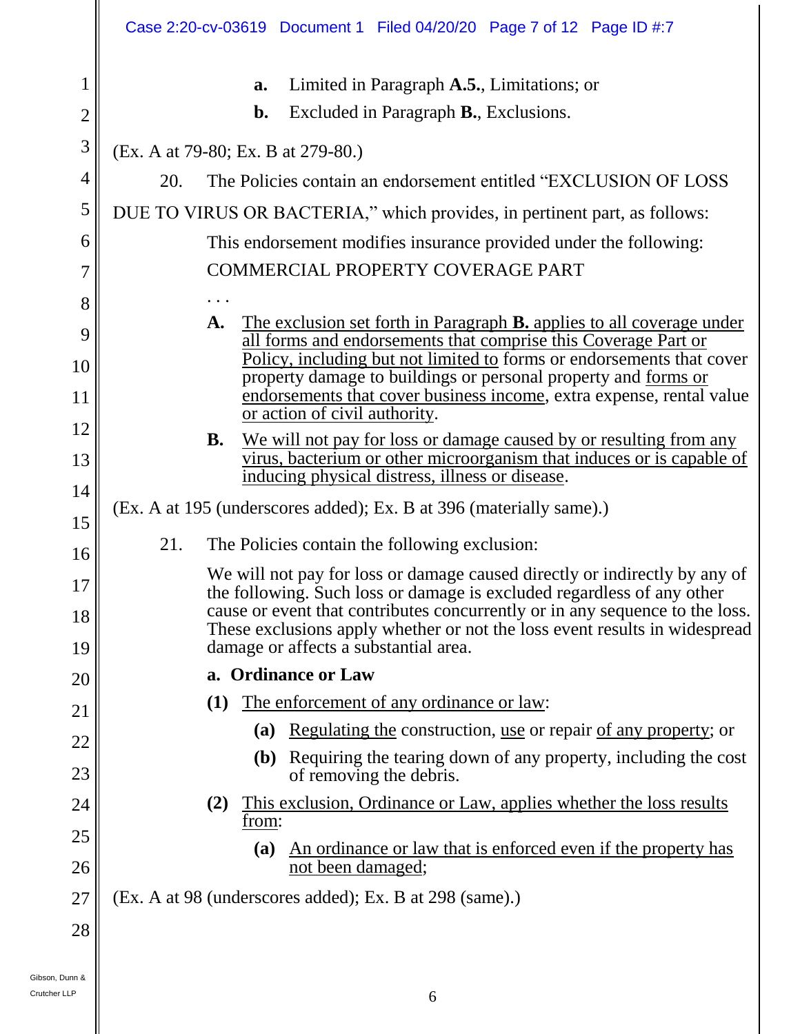a. Limited in Paragraph **A.5.**, Limitations; or

b. Excluded in Paragraph **B.**, Exclusions.

(Ex. A at 79-80; Ex. B at 279-80.)

20. The Policies contain an endorsement entitled "EXCLUSION OF LOSS DUE TO VIRUS OR BACTERIA," which provides, in pertinent part, as follows:

> This endorsement modifies insurance provided under the following:
>
> COMMERCIAL PROPERTY COVERAGE PART
>
> . . .
>
> **A.** <u>The exclusion set forth in Paragraph **B.** applies to all coverage under all forms and endorsements that comprise this Coverage Part or Policy, including but not limited to</u> forms or endorsements that cover property damage to buildings or personal property and <u>forms or endorsements that cover business income</u>, extra expense, rental value <u>or action of civil authority</u>.
>
> **B.** <u>We will not pay for loss or damage caused by or resulting from any virus, bacterium or other microorganism that induces or is capable of inducing physical distress, illness or disease</u>.

(Ex. A at 195 (underscores added); Ex. B at 396 (materially same).)

21. The Policies contain the following exclusion:

> We will not pay for loss or damage caused directly or indirectly by any of the following. Such loss or damage is excluded regardless of any other cause or event that contributes concurrently or in any sequence to the loss. These exclusions apply whether or not the loss event results in widespread damage or affects a substantial area.
>
> **a. Ordinance or Law**
>
> **(1)** <u>The enforcement of any ordinance or law</u>:
>
> **(a)** <u>Regulating the</u> construction, <u>use</u> or repair <u>of any property</u>; or
>
> **(b)** Requiring the tearing down of any property, including the cost of removing the debris.
>
> **(2)** <u>This exclusion, Ordinance or Law, applies whether the loss results from</u>:
>
> **(a)** <u>An ordinance or law that is enforced even if the property has not been damaged</u>;

(Ex. A at 98 (underscores added); Ex. B at 298 (same).)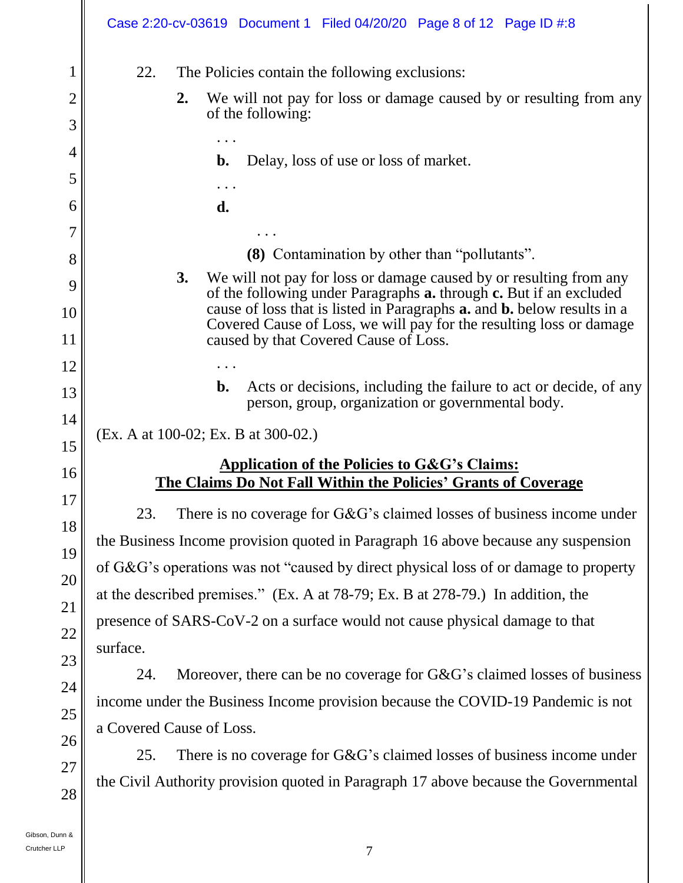22. The Policies contain the following exclusions:

**2.** We will not pay for loss or damage caused by or resulting from any of the following:

. . .

**b.** Delay, loss of use or loss of market.

. . .

**d.**

. . .

**(8)** Contamination by other than "pollutants".

**3.** We will not pay for loss or damage caused by or resulting from any of the following under Paragraphs **a.** through **c.** But if an excluded cause of loss that is listed in Paragraphs **a.** and **b.** below results in a Covered Cause of Loss, we will pay for the resulting loss or damage caused by that Covered Cause of Loss.

. . .

**b.** Acts or decisions, including the failure to act or decide, of any person, group, organization or governmental body.

(Ex. A at 100-02; Ex. B at 300-02.)

## Application of the Policies to G&G's Claims: The Claims Do Not Fall Within the Policies' Grants of Coverage

23. There is no coverage for G&G's claimed losses of business income under the Business Income provision quoted in Paragraph 16 above because any suspension of G&G's operations was not "caused by direct physical loss of or damage to property at the described premises." (Ex. A at 78-79; Ex. B at 278-79.) In addition, the presence of SARS-CoV-2 on a surface would not cause physical damage to that surface.

24. Moreover, there can be no coverage for G&G's claimed losses of business income under the Business Income provision because the COVID-19 Pandemic is not a Covered Cause of Loss.

25. There is no coverage for G&G's claimed losses of business income under the Civil Authority provision quoted in Paragraph 17 above because the Governmental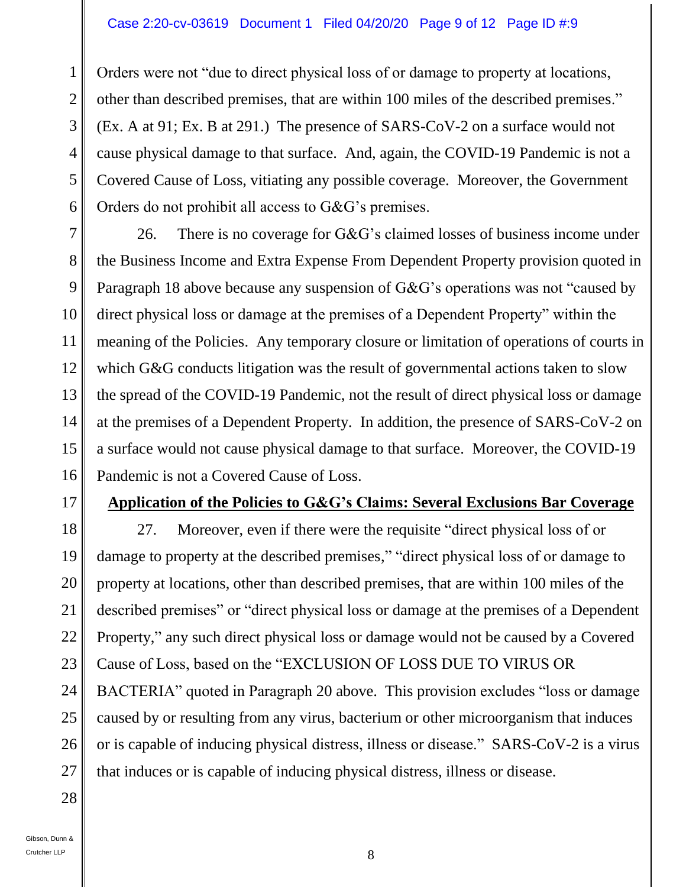Orders were not "due to direct physical loss of or damage to property at locations, other than described premises, that are within 100 miles of the described premises." (Ex. A at 91; Ex. B at 291.) The presence of SARS-CoV-2 on a surface would not cause physical damage to that surface. And, again, the COVID-19 Pandemic is not a Covered Cause of Loss, vitiating any possible coverage. Moreover, the Government Orders do not prohibit all access to G&G's premises.

26. There is no coverage for G&G's claimed losses of business income under the Business Income and Extra Expense From Dependent Property provision quoted in Paragraph 18 above because any suspension of G&G's operations was not "caused by direct physical loss or damage at the premises of a Dependent Property" within the meaning of the Policies. Any temporary closure or limitation of operations of courts in which G&G conducts litigation was the result of governmental actions taken to slow the spread of the COVID-19 Pandemic, not the result of direct physical loss or damage at the premises of a Dependent Property. In addition, the presence of SARS-CoV-2 on a surface would not cause physical damage to that surface. Moreover, the COVID-19 Pandemic is not a Covered Cause of Loss.

**Application of the Policies to G&G's Claims: Several Exclusions Bar Coverage**

27. Moreover, even if there were the requisite "direct physical loss of or damage to property at the described premises," "direct physical loss of or damage to property at locations, other than described premises, that are within 100 miles of the described premises" or "direct physical loss or damage at the premises of a Dependent Property," any such direct physical loss or damage would not be caused by a Covered Cause of Loss, based on the "EXCLUSION OF LOSS DUE TO VIRUS OR BACTERIA" quoted in Paragraph 20 above. This provision excludes "loss or damage caused by or resulting from any virus, bacterium or other microorganism that induces or is capable of inducing physical distress, illness or disease." SARS-CoV-2 is a virus that induces or is capable of inducing physical distress, illness or disease.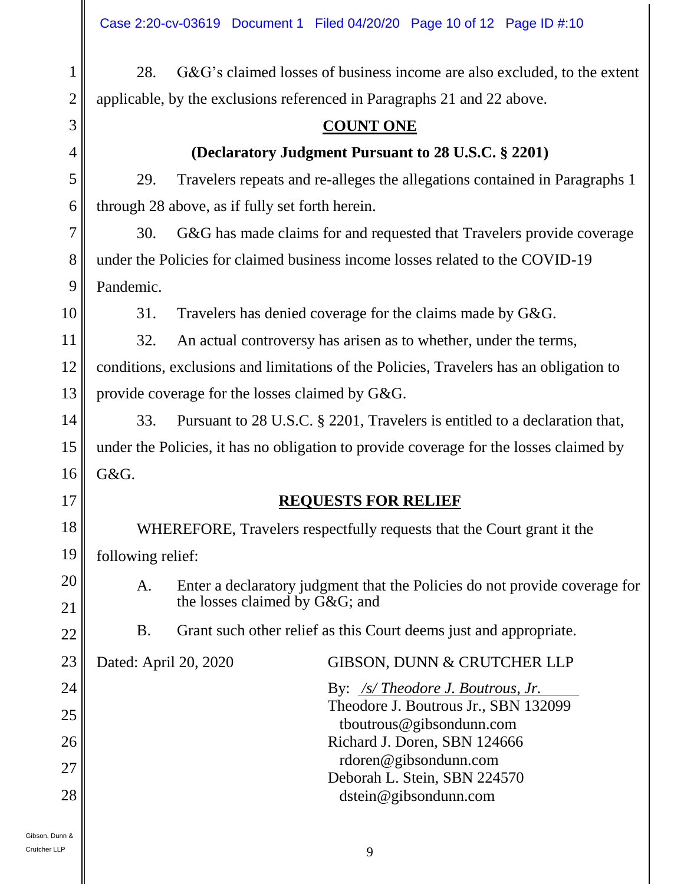28. G&G's claimed losses of business income are also excluded, to the extent applicable, by the exclusions referenced in Paragraphs 21 and 22 above.

## COUNT ONE

### (Declaratory Judgment Pursuant to 28 U.S.C. § 2201)

29. Travelers repeats and re-alleges the allegations contained in Paragraphs 1 through 28 above, as if fully set forth herein.

30. G&G has made claims for and requested that Travelers provide coverage under the Policies for claimed business income losses related to the COVID-19 Pandemic.

31. Travelers has denied coverage for the claims made by G&G.

32. An actual controversy has arisen as to whether, under the terms, conditions, exclusions and limitations of the Policies, Travelers has an obligation to provide coverage for the losses claimed by G&G.

33. Pursuant to 28 U.S.C. § 2201, Travelers is entitled to a declaration that, under the Policies, it has no obligation to provide coverage for the losses claimed by G&G.

## REQUESTS FOR RELIEF

WHEREFORE, Travelers respectfully requests that the Court grant it the following relief:

A. Enter a declaratory judgment that the Policies do not provide coverage for the losses claimed by G&G; and

B. Grant such other relief as this Court deems just and appropriate.

Dated: April 20, 2020

GIBSON, DUNN & CRUTCHER LLP

By: */s/ Theodore J. Boutrous, Jr.*
Theodore J. Boutrous Jr., SBN 132099
tboutrous@gibsondunn.com
Richard J. Doren, SBN 124666
rdoren@gibsondunn.com
Deborah L. Stein, SBN 224570
dstein@gibsondunn.com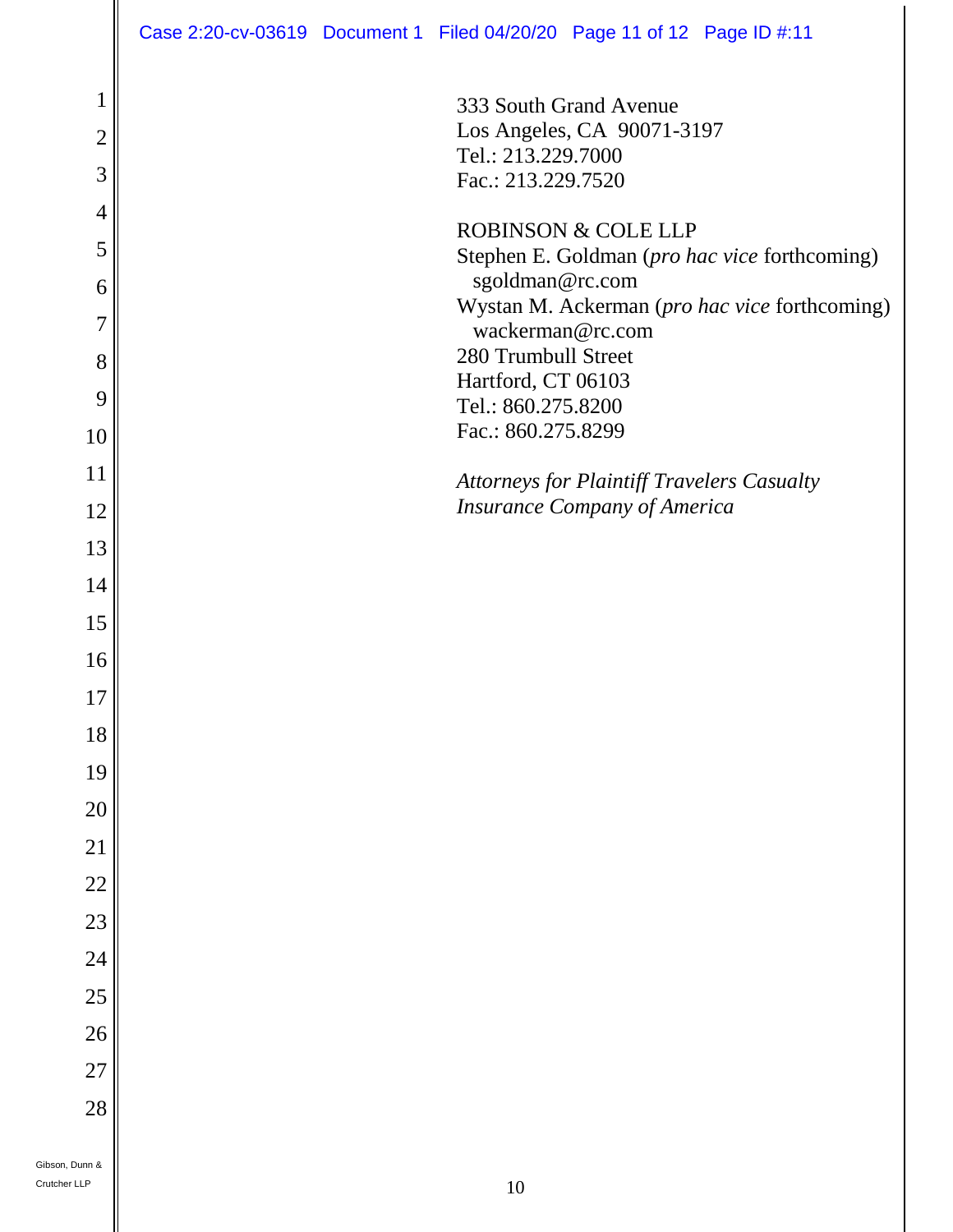333 South Grand Avenue
Los Angeles, CA 90071-3197
Tel.: 213.229.7000
Fac.: 213.229.7520

ROBINSON & COLE LLP
Stephen E. Goldman (*pro hac vice* forthcoming)
sgoldman@rc.com
Wystan M. Ackerman (*pro hac vice* forthcoming)
wackerman@rc.com
280 Trumbull Street
Hartford, CT 06103
Tel.: 860.275.8200
Fac.: 860.275.8299

*Attorneys for Plaintiff Travelers Casualty Insurance Company of America*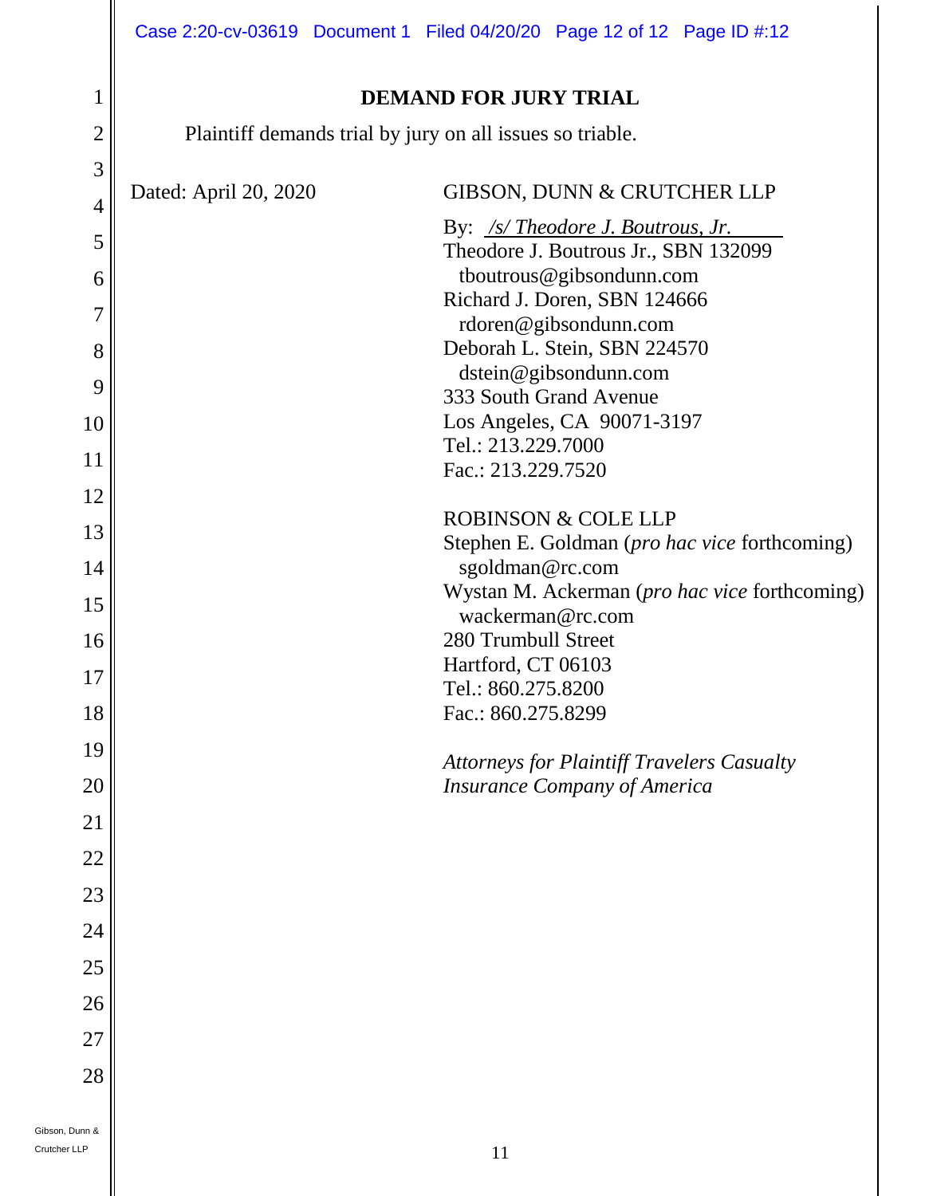**DEMAND FOR JURY TRIAL**

Plaintiff demands trial by jury on all issues so triable.

Dated: April 20, 2020

GIBSON, DUNN & CRUTCHER LLP

By: */s/ Theodore J. Boutrous, Jr.*
Theodore J. Boutrous Jr., SBN 132099
tboutrous@gibsondunn.com
Richard J. Doren, SBN 124666
rdoren@gibsondunn.com
Deborah L. Stein, SBN 224570
dstein@gibsondunn.com
333 South Grand Avenue
Los Angeles, CA 90071-3197
Tel.: 213.229.7000
Fac.: 213.229.7520

ROBINSON & COLE LLP
Stephen E. Goldman (*pro hac vice* forthcoming)
sgoldman@rc.com
Wystan M. Ackerman (*pro hac vice* forthcoming)
wackerman@rc.com
280 Trumbull Street
Hartford, CT 06103
Tel.: 860.275.8200
Fac.: 860.275.8299

*Attorneys for Plaintiff Travelers Casualty Insurance Company of America*